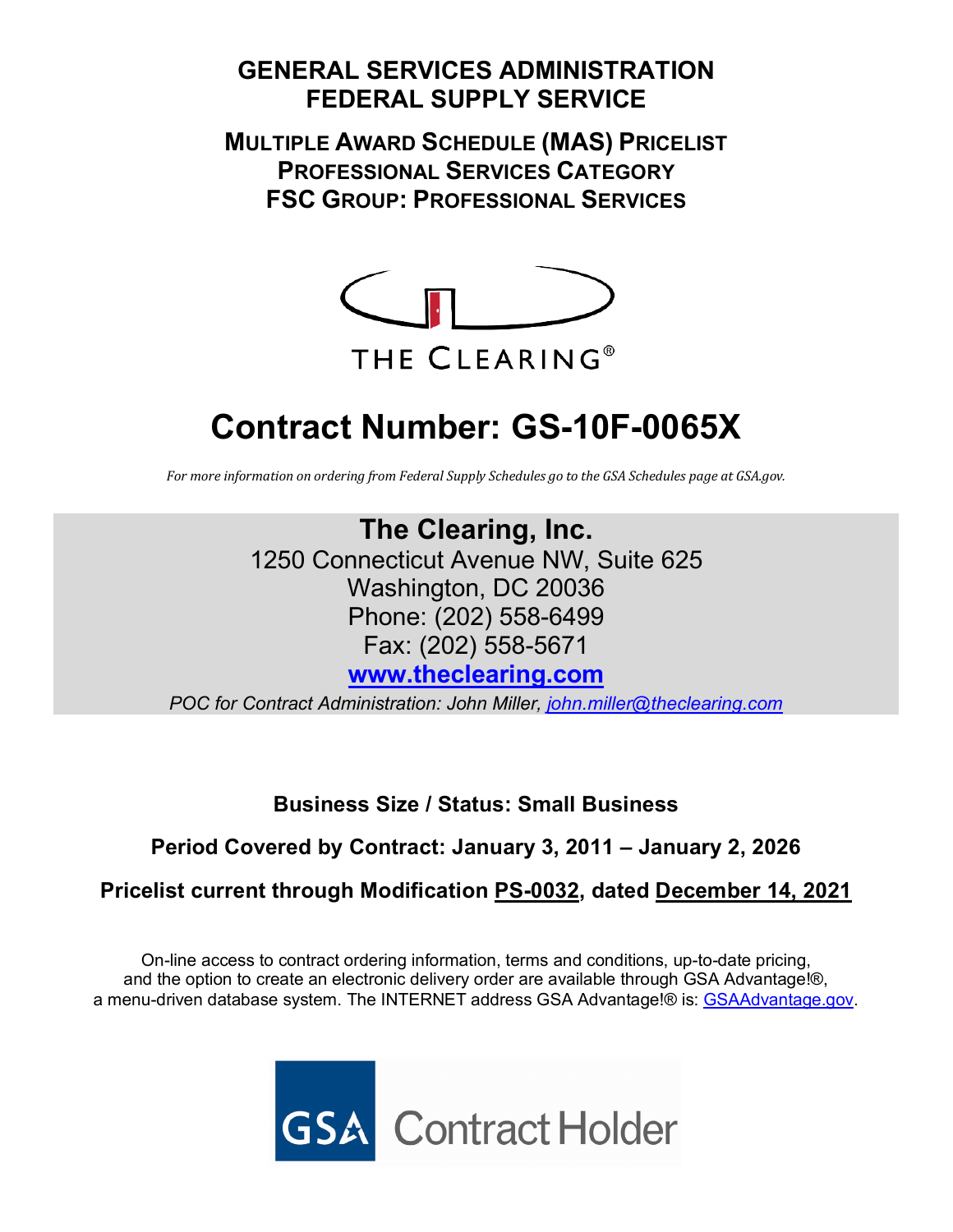# GENERAL SERVICES ADMINISTRATION
# FEDERAL SUPPLY SERVICE

## MULTIPLE AWARD SCHEDULE (MAS) PRICELIST
## PROFESSIONAL SERVICES CATEGORY
## FSC GROUP: PROFESSIONAL SERVICES

THE CLEARING®

# Contract Number: GS-10F-0065X

*For more information on ordering from Federal Supply Schedules go to the GSA Schedules page at GSA.gov.*

**The Clearing, Inc.**
1250 Connecticut Avenue NW, Suite 625
Washington, DC 20036
Phone: (202) 558-6499
Fax: (202) 558-5671
**www.theclearing.com**
*POC for Contract Administration: John Miller, john.miller@theclearing.com*

**Business Size / Status: Small Business**

**Period Covered by Contract: January 3, 2011 – January 2, 2026**

**Pricelist current through Modification PS-0032, dated December 14, 2021**

On-line access to contract ordering information, terms and conditions, up-to-date pricing, and the option to create an electronic delivery order are available through GSA Advantage!®, a menu-driven database system. The INTERNET address GSA Advantage!® is: GSAAdvantage.gov.

GSA Contract Holder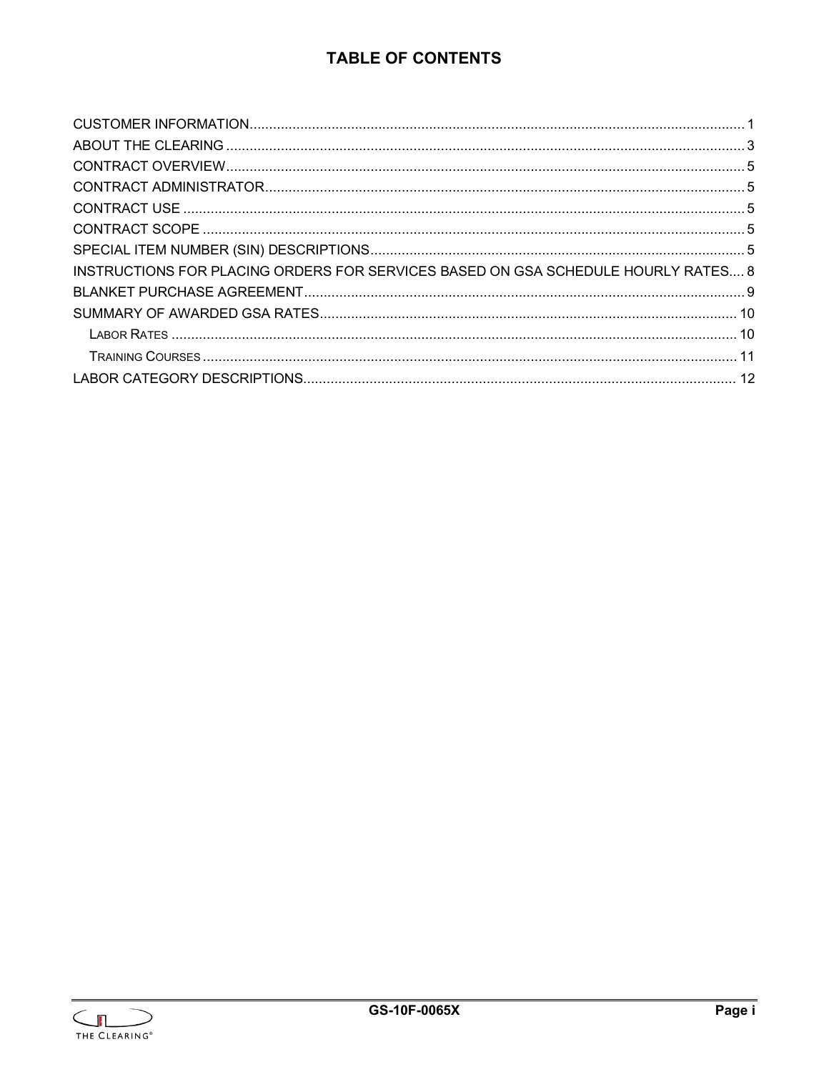# TABLE OF CONTENTS

CUSTOMER INFORMATION .......... 1
ABOUT THE CLEARING .......... 3
CONTRACT OVERVIEW .......... 5
CONTRACT ADMINISTRATOR .......... 5
CONTRACT USE .......... 5
CONTRACT SCOPE .......... 5
SPECIAL ITEM NUMBER (SIN) DESCRIPTIONS .......... 5
INSTRUCTIONS FOR PLACING ORDERS FOR SERVICES BASED ON GSA SCHEDULE HOURLY RATES .......... 8
BLANKET PURCHASE AGREEMENT .......... 9
SUMMARY OF AWARDED GSA RATES .......... 10
- LABOR RATES .......... 10
- TRAINING COURSES .......... 11

LABOR CATEGORY DESCRIPTIONS .......... 12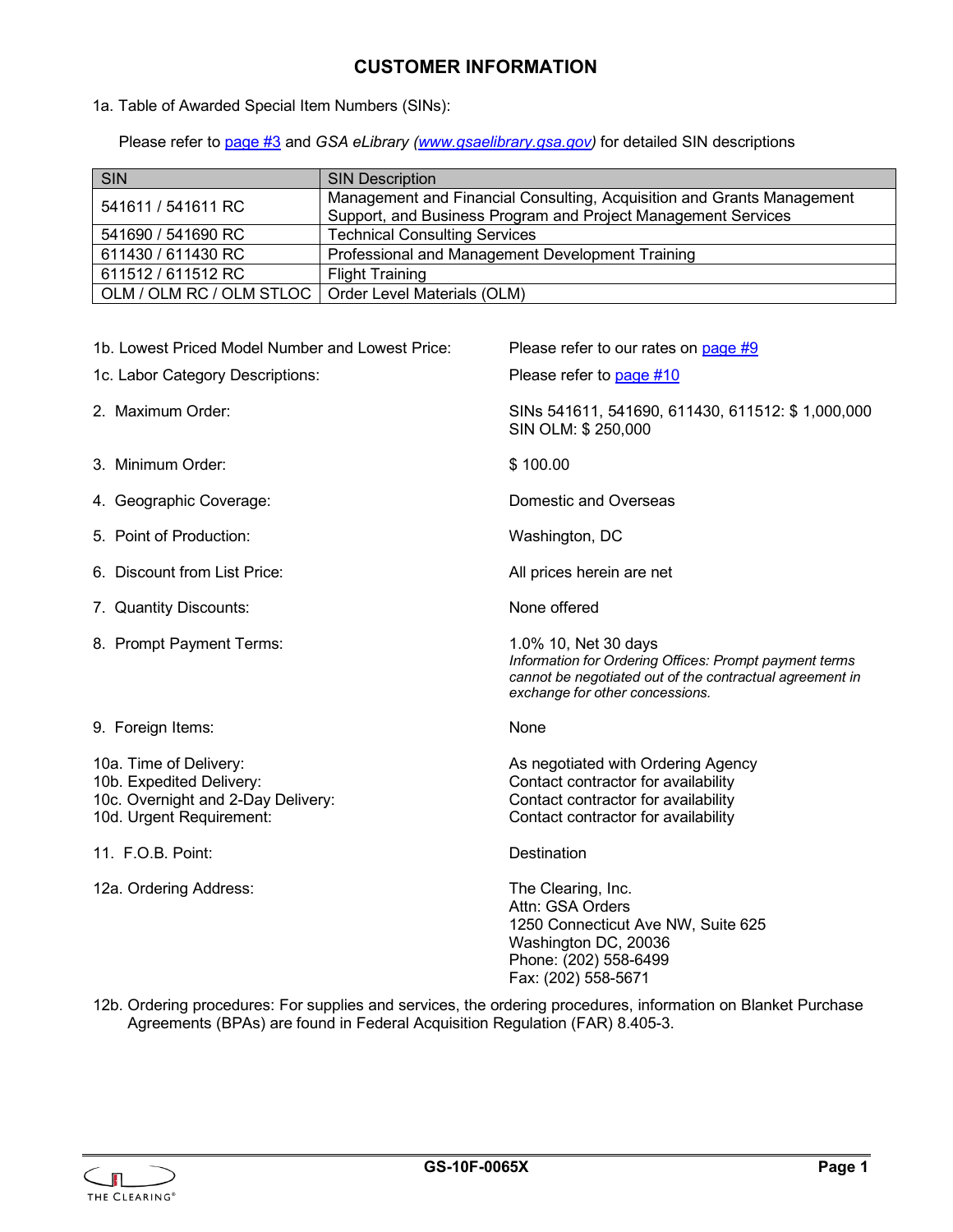# CUSTOMER INFORMATION

1a. Table of Awarded Special Item Numbers (SINs):

Please refer to [page #3] and *GSA eLibrary (www.gsaelibrary.gsa.gov)* for detailed SIN descriptions

| SIN | SIN Description |
|---|---|
| 541611 / 541611 RC | Management and Financial Consulting, Acquisition and Grants Management Support, and Business Program and Project Management Services |
| 541690 / 541690 RC | Technical Consulting Services |
| 611430 / 611430 RC | Professional and Management Development Training |
| 611512 / 611512 RC | Flight Training |
| OLM / OLM RC / OLM STLOC | Order Level Materials (OLM) |

1b. Lowest Priced Model Number and Lowest Price: Please refer to our rates on page #9

1c. Labor Category Descriptions: Please refer to page #10

2. Maximum Order: SINs 541611, 541690, 611430, 611512: $ 1,000,000
   SIN OLM: $ 250,000

3. Minimum Order: $ 100.00

4. Geographic Coverage: Domestic and Overseas

5. Point of Production: Washington, DC

6. Discount from List Price: All prices herein are net

7. Quantity Discounts: None offered

8. Prompt Payment Terms: 1.0% 10, Net 30 days
   *Information for Ordering Offices: Prompt payment terms cannot be negotiated out of the contractual agreement in exchange for other concessions.*

9. Foreign Items: None

10a. Time of Delivery: As negotiated with Ordering Agency
10b. Expedited Delivery: Contact contractor for availability
10c. Overnight and 2-Day Delivery: Contact contractor for availability
10d. Urgent Requirement: Contact contractor for availability

11. F.O.B. Point: Destination

12a. Ordering Address:
The Clearing, Inc.
Attn: GSA Orders
1250 Connecticut Ave NW, Suite 625
Washington DC, 20036
Phone: (202) 558-6499
Fax: (202) 558-5671

12b. Ordering procedures: For supplies and services, the ordering procedures, information on Blanket Purchase Agreements (BPAs) are found in Federal Acquisition Regulation (FAR) 8.405-3.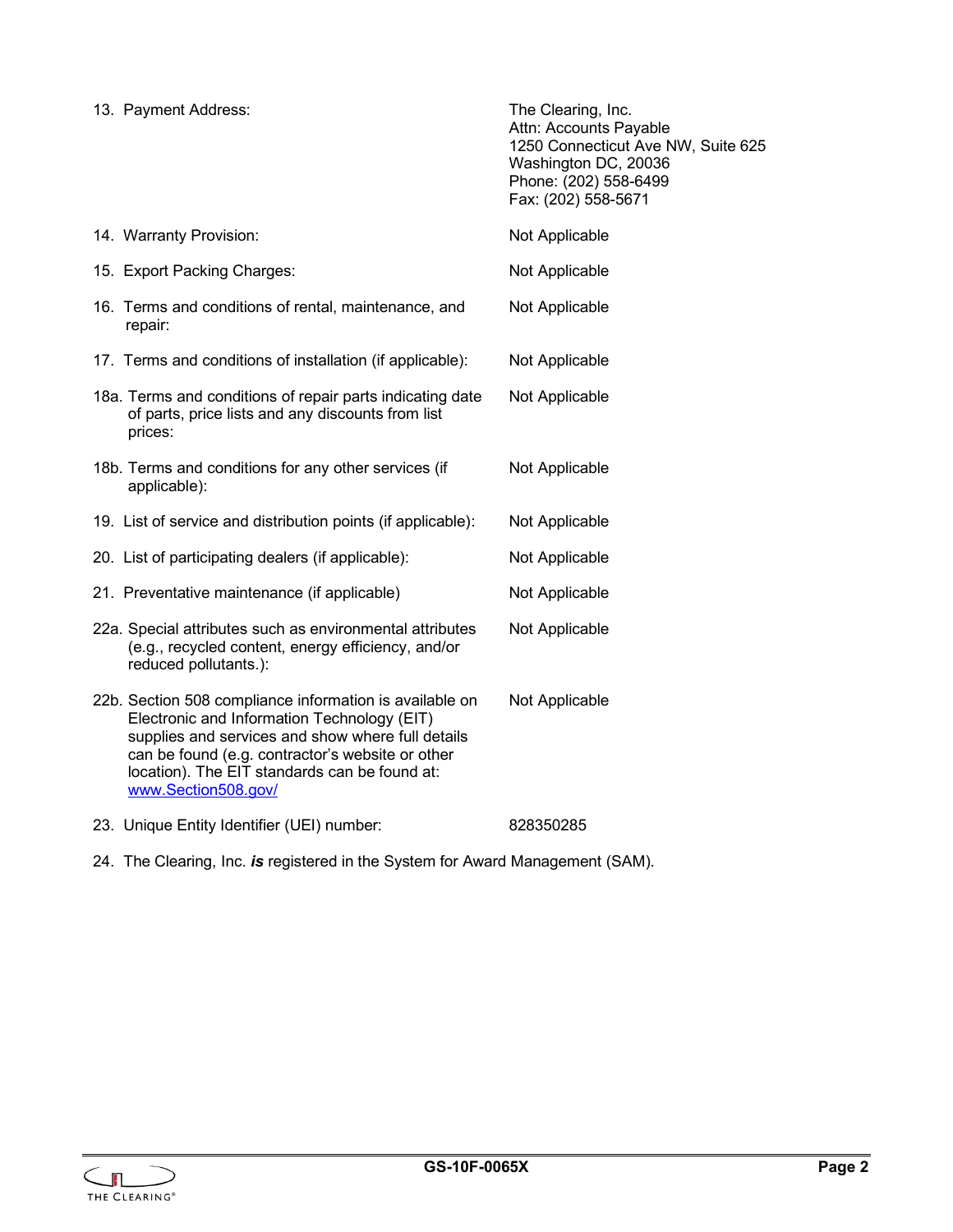| | |
|---|---|
| 13. Payment Address: | The Clearing, Inc.<br>Attn: Accounts Payable<br>1250 Connecticut Ave NW, Suite 625<br>Washington DC, 20036<br>Phone: (202) 558-6499<br>Fax: (202) 558-5671 |
| 14. Warranty Provision: | Not Applicable |
| 15. Export Packing Charges: | Not Applicable |
| 16. Terms and conditions of rental, maintenance, and repair: | Not Applicable |
| 17. Terms and conditions of installation (if applicable): | Not Applicable |
| 18a. Terms and conditions of repair parts indicating date of parts, price lists and any discounts from list prices: | Not Applicable |
| 18b. Terms and conditions for any other services (if applicable): | Not Applicable |
| 19. List of service and distribution points (if applicable): | Not Applicable |
| 20. List of participating dealers (if applicable): | Not Applicable |
| 21. Preventative maintenance (if applicable) | Not Applicable |
| 22a. Special attributes such as environmental attributes (e.g., recycled content, energy efficiency, and/or reduced pollutants.): | Not Applicable |
| 22b. Section 508 compliance information is available on Electronic and Information Technology (EIT) supplies and services and show where full details can be found (e.g. contractor's website or other location). The EIT standards can be found at: [www.Section508.gov/](www.Section508.gov/) | Not Applicable |
| 23. Unique Entity Identifier (UEI) number: | 828350285 |

24. The Clearing, Inc. ***is*** registered in the System for Award Management (SAM).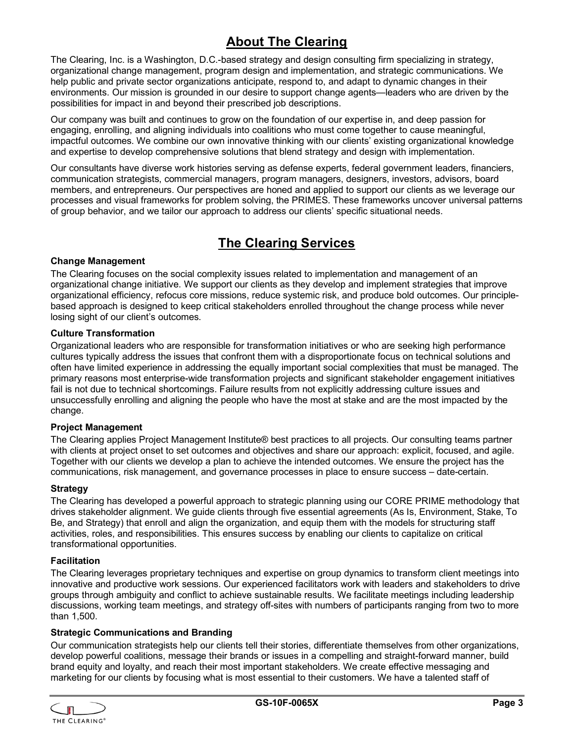## About The Clearing

The Clearing, Inc. is a Washington, D.C.-based strategy and design consulting firm specializing in strategy, organizational change management, program design and implementation, and strategic communications. We help public and private sector organizations anticipate, respond to, and adapt to dynamic changes in their environments. Our mission is grounded in our desire to support change agents—leaders who are driven by the possibilities for impact in and beyond their prescribed job descriptions.

Our company was built and continues to grow on the foundation of our expertise in, and deep passion for engaging, enrolling, and aligning individuals into coalitions who must come together to cause meaningful, impactful outcomes. We combine our own innovative thinking with our clients' existing organizational knowledge and expertise to develop comprehensive solutions that blend strategy and design with implementation.

Our consultants have diverse work histories serving as defense experts, federal government leaders, financiers, communication strategists, commercial managers, program managers, designers, investors, advisors, board members, and entrepreneurs. Our perspectives are honed and applied to support our clients as we leverage our processes and visual frameworks for problem solving, the PRIMES. These frameworks uncover universal patterns of group behavior, and we tailor our approach to address our clients' specific situational needs.

## The Clearing Services

**Change Management**

The Clearing focuses on the social complexity issues related to implementation and management of an organizational change initiative. We support our clients as they develop and implement strategies that improve organizational efficiency, refocus core missions, reduce systemic risk, and produce bold outcomes. Our principle-based approach is designed to keep critical stakeholders enrolled throughout the change process while never losing sight of our client's outcomes.

**Culture Transformation**

Organizational leaders who are responsible for transformation initiatives or who are seeking high performance cultures typically address the issues that confront them with a disproportionate focus on technical solutions and often have limited experience in addressing the equally important social complexities that must be managed. The primary reasons most enterprise-wide transformation projects and significant stakeholder engagement initiatives fail is not due to technical shortcomings. Failure results from not explicitly addressing culture issues and unsuccessfully enrolling and aligning the people who have the most at stake and are the most impacted by the change.

**Project Management**

The Clearing applies Project Management Institute® best practices to all projects. Our consulting teams partner with clients at project onset to set outcomes and objectives and share our approach: explicit, focused, and agile. Together with our clients we develop a plan to achieve the intended outcomes. We ensure the project has the communications, risk management, and governance processes in place to ensure success – date-certain.

**Strategy**

The Clearing has developed a powerful approach to strategic planning using our CORE PRIME methodology that drives stakeholder alignment. We guide clients through five essential agreements (As Is, Environment, Stake, To Be, and Strategy) that enroll and align the organization, and equip them with the models for structuring staff activities, roles, and responsibilities. This ensures success by enabling our clients to capitalize on critical transformational opportunities.

**Facilitation**

The Clearing leverages proprietary techniques and expertise on group dynamics to transform client meetings into innovative and productive work sessions. Our experienced facilitators work with leaders and stakeholders to drive groups through ambiguity and conflict to achieve sustainable results. We facilitate meetings including leadership discussions, working team meetings, and strategy off-sites with numbers of participants ranging from two to more than 1,500.

**Strategic Communications and Branding**

Our communication strategists help our clients tell their stories, differentiate themselves from other organizations, develop powerful coalitions, message their brands or issues in a compelling and straight-forward manner, build brand equity and loyalty, and reach their most important stakeholders. We create effective messaging and marketing for our clients by focusing what is most essential to their customers. We have a talented staff of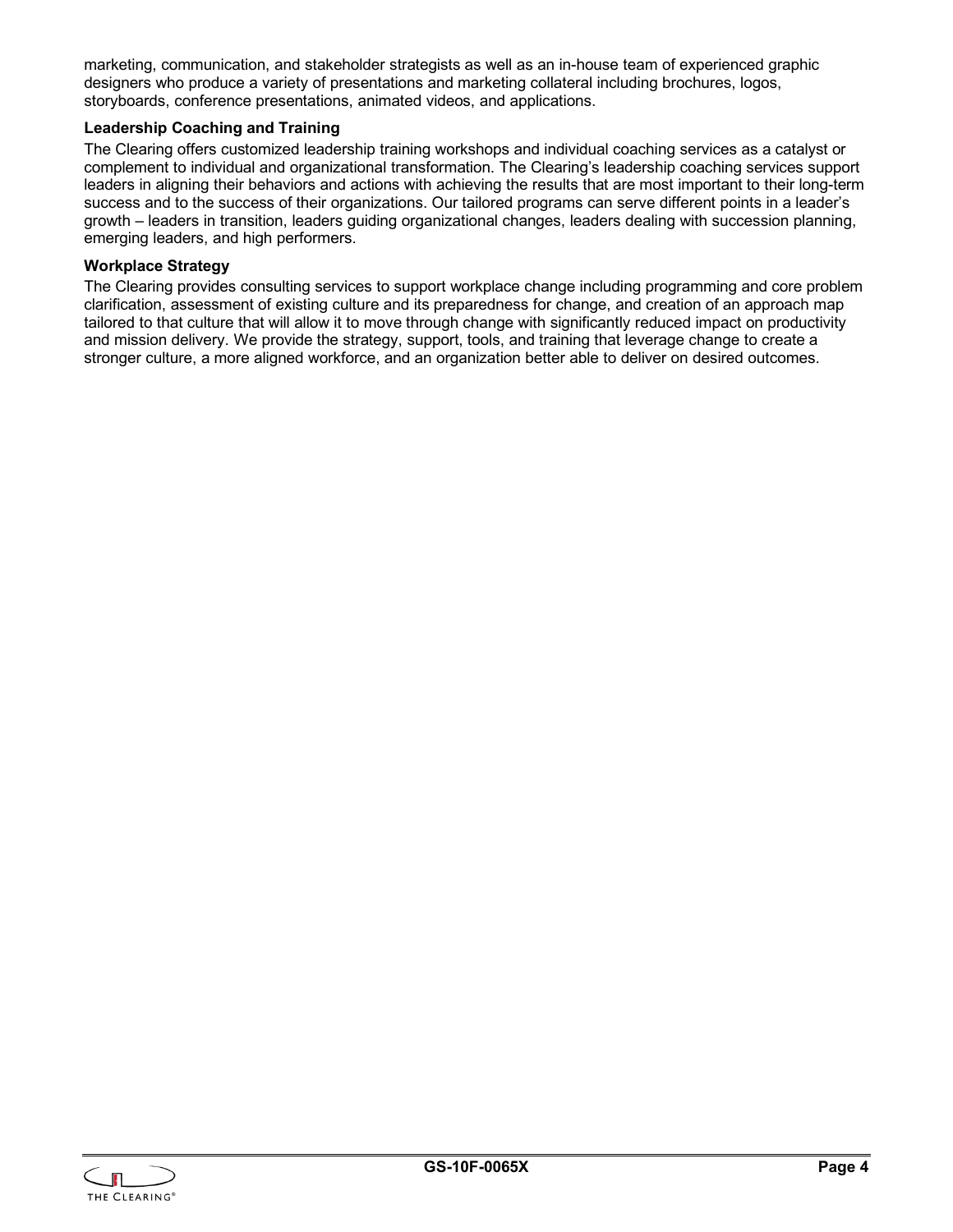marketing, communication, and stakeholder strategists as well as an in-house team of experienced graphic designers who produce a variety of presentations and marketing collateral including brochures, logos, storyboards, conference presentations, animated videos, and applications.

**Leadership Coaching and Training**

The Clearing offers customized leadership training workshops and individual coaching services as a catalyst or complement to individual and organizational transformation. The Clearing's leadership coaching services support leaders in aligning their behaviors and actions with achieving the results that are most important to their long-term success and to the success of their organizations. Our tailored programs can serve different points in a leader's growth – leaders in transition, leaders guiding organizational changes, leaders dealing with succession planning, emerging leaders, and high performers.

**Workplace Strategy**

The Clearing provides consulting services to support workplace change including programming and core problem clarification, assessment of existing culture and its preparedness for change, and creation of an approach map tailored to that culture that will allow it to move through change with significantly reduced impact on productivity and mission delivery. We provide the strategy, support, tools, and training that leverage change to create a stronger culture, a more aligned workforce, and an organization better able to deliver on desired outcomes.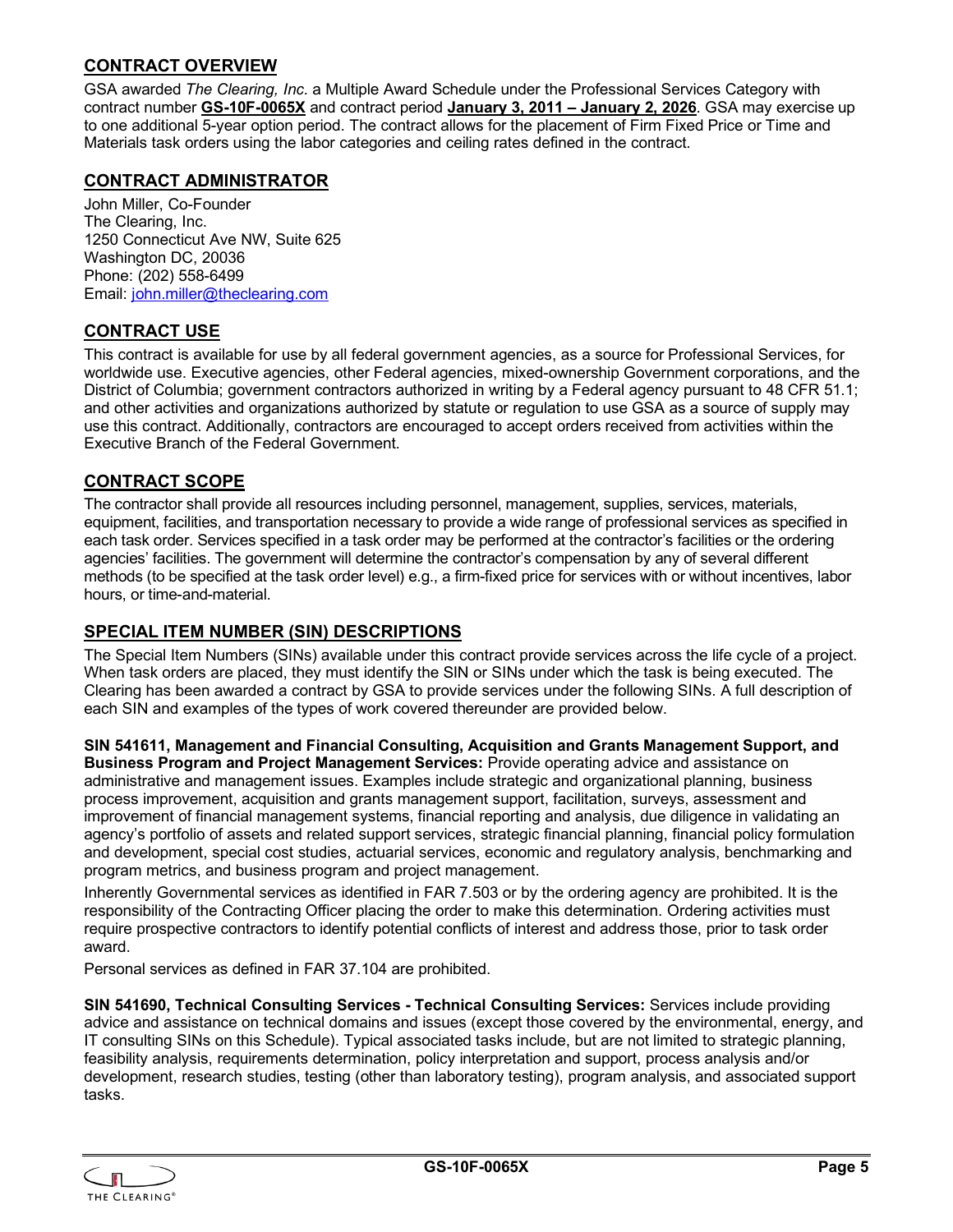## CONTRACT OVERVIEW

GSA awarded *The Clearing, Inc.* a Multiple Award Schedule under the Professional Services Category with contract number **GS-10F-0065X** and contract period **January 3, 2011 – January 2, 2026**. GSA may exercise up to one additional 5-year option period. The contract allows for the placement of Firm Fixed Price or Time and Materials task orders using the labor categories and ceiling rates defined in the contract.

## CONTRACT ADMINISTRATOR

John Miller, Co-Founder
The Clearing, Inc.
1250 Connecticut Ave NW, Suite 625
Washington DC, 20036
Phone: (202) 558-6499
Email: john.miller@theclearing.com

## CONTRACT USE

This contract is available for use by all federal government agencies, as a source for Professional Services, for worldwide use. Executive agencies, other Federal agencies, mixed-ownership Government corporations, and the District of Columbia; government contractors authorized in writing by a Federal agency pursuant to 48 CFR 51.1; and other activities and organizations authorized by statute or regulation to use GSA as a source of supply may use this contract. Additionally, contractors are encouraged to accept orders received from activities within the Executive Branch of the Federal Government.

## CONTRACT SCOPE

The contractor shall provide all resources including personnel, management, supplies, services, materials, equipment, facilities, and transportation necessary to provide a wide range of professional services as specified in each task order. Services specified in a task order may be performed at the contractor's facilities or the ordering agencies' facilities. The government will determine the contractor's compensation by any of several different methods (to be specified at the task order level) e.g., a firm-fixed price for services with or without incentives, labor hours, or time-and-material.

## SPECIAL ITEM NUMBER (SIN) DESCRIPTIONS

The Special Item Numbers (SINs) available under this contract provide services across the life cycle of a project. When task orders are placed, they must identify the SIN or SINs under which the task is being executed. The Clearing has been awarded a contract by GSA to provide services under the following SINs. A full description of each SIN and examples of the types of work covered thereunder are provided below.

**SIN 541611, Management and Financial Consulting, Acquisition and Grants Management Support, and Business Program and Project Management Services:** Provide operating advice and assistance on administrative and management issues. Examples include strategic and organizational planning, business process improvement, acquisition and grants management support, facilitation, surveys, assessment and improvement of financial management systems, financial reporting and analysis, due diligence in validating an agency's portfolio of assets and related support services, strategic financial planning, financial policy formulation and development, special cost studies, actuarial services, economic and regulatory analysis, benchmarking and program metrics, and business program and project management.

Inherently Governmental services as identified in FAR 7.503 or by the ordering agency are prohibited. It is the responsibility of the Contracting Officer placing the order to make this determination. Ordering activities must require prospective contractors to identify potential conflicts of interest and address those, prior to task order award.

Personal services as defined in FAR 37.104 are prohibited.

**SIN 541690, Technical Consulting Services - Technical Consulting Services:** Services include providing advice and assistance on technical domains and issues (except those covered by the environmental, energy, and IT consulting SINs on this Schedule). Typical associated tasks include, but are not limited to strategic planning, feasibility analysis, requirements determination, policy interpretation and support, process analysis and/or development, research studies, testing (other than laboratory testing), program analysis, and associated support tasks.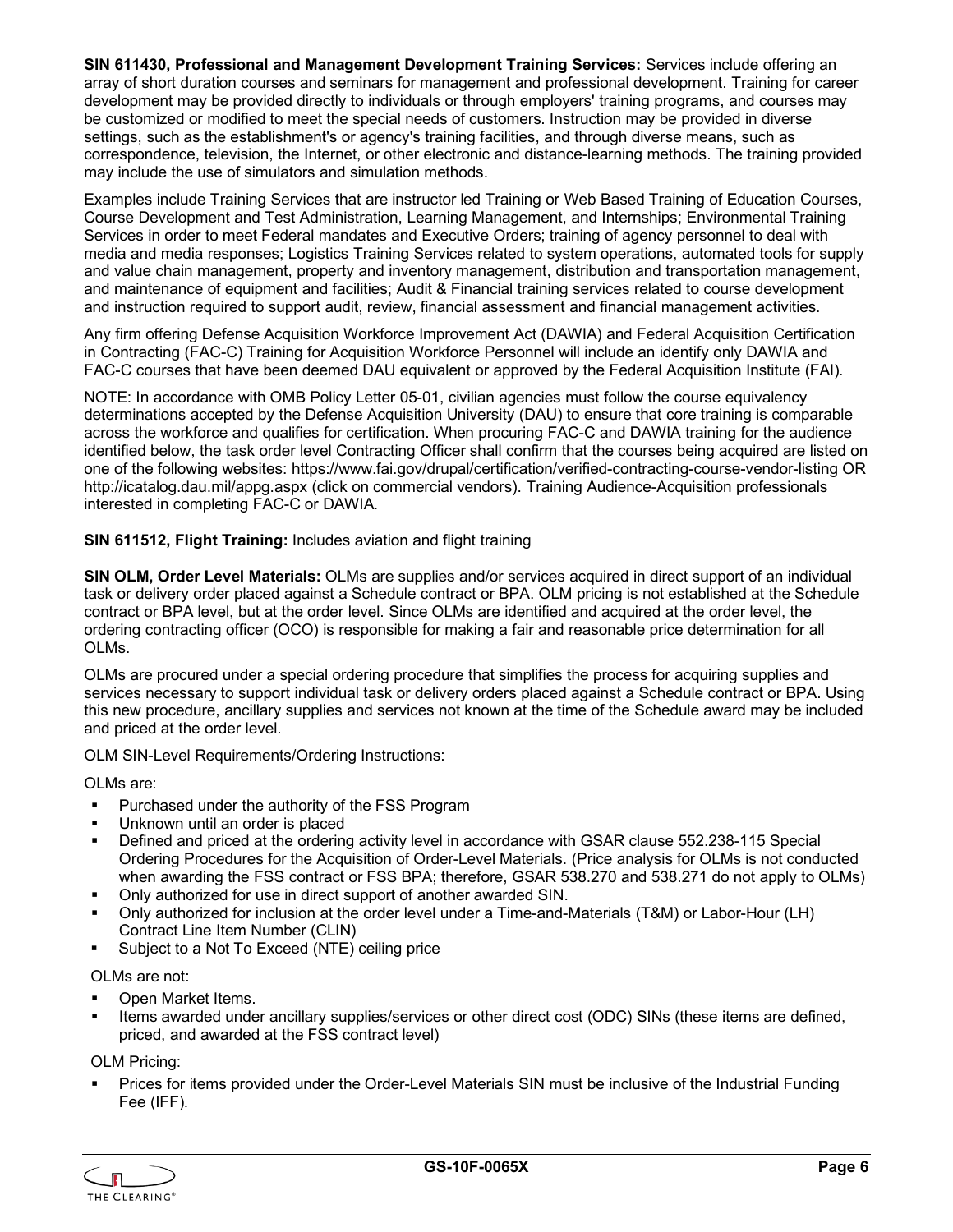**SIN 611430, Professional and Management Development Training Services:** Services include offering an array of short duration courses and seminars for management and professional development. Training for career development may be provided directly to individuals or through employers' training programs, and courses may be customized or modified to meet the special needs of customers. Instruction may be provided in diverse settings, such as the establishment's or agency's training facilities, and through diverse means, such as correspondence, television, the Internet, or other electronic and distance-learning methods. The training provided may include the use of simulators and simulation methods.

Examples include Training Services that are instructor led Training or Web Based Training of Education Courses, Course Development and Test Administration, Learning Management, and Internships; Environmental Training Services in order to meet Federal mandates and Executive Orders; training of agency personnel to deal with media and media responses; Logistics Training Services related to system operations, automated tools for supply and value chain management, property and inventory management, distribution and transportation management, and maintenance of equipment and facilities; Audit & Financial training services related to course development and instruction required to support audit, review, financial assessment and financial management activities.

Any firm offering Defense Acquisition Workforce Improvement Act (DAWIA) and Federal Acquisition Certification in Contracting (FAC-C) Training for Acquisition Workforce Personnel will include an identify only DAWIA and FAC-C courses that have been deemed DAU equivalent or approved by the Federal Acquisition Institute (FAI).

NOTE: In accordance with OMB Policy Letter 05-01, civilian agencies must follow the course equivalency determinations accepted by the Defense Acquisition University (DAU) to ensure that core training is comparable across the workforce and qualifies for certification. When procuring FAC-C and DAWIA training for the audience identified below, the task order level Contracting Officer shall confirm that the courses being acquired are listed on one of the following websites: https://www.fai.gov/drupal/certification/verified-contracting-course-vendor-listing OR http://icatalog.dau.mil/appg.aspx (click on commercial vendors). Training Audience-Acquisition professionals interested in completing FAC-C or DAWIA.

**SIN 611512, Flight Training:** Includes aviation and flight training

**SIN OLM, Order Level Materials:** OLMs are supplies and/or services acquired in direct support of an individual task or delivery order placed against a Schedule contract or BPA. OLM pricing is not established at the Schedule contract or BPA level, but at the order level. Since OLMs are identified and acquired at the order level, the ordering contracting officer (OCO) is responsible for making a fair and reasonable price determination for all OLMs.

OLMs are procured under a special ordering procedure that simplifies the process for acquiring supplies and services necessary to support individual task or delivery orders placed against a Schedule contract or BPA. Using this new procedure, ancillary supplies and services not known at the time of the Schedule award may be included and priced at the order level.

OLM SIN-Level Requirements/Ordering Instructions:

OLMs are:

- Purchased under the authority of the FSS Program
- Unknown until an order is placed
- Defined and priced at the ordering activity level in accordance with GSAR clause 552.238-115 Special Ordering Procedures for the Acquisition of Order-Level Materials. (Price analysis for OLMs is not conducted when awarding the FSS contract or FSS BPA; therefore, GSAR 538.270 and 538.271 do not apply to OLMs)
- Only authorized for use in direct support of another awarded SIN.
- Only authorized for inclusion at the order level under a Time-and-Materials (T&M) or Labor-Hour (LH) Contract Line Item Number (CLIN)
- Subject to a Not To Exceed (NTE) ceiling price

OLMs are not:

- Open Market Items.
- Items awarded under ancillary supplies/services or other direct cost (ODC) SINs (these items are defined, priced, and awarded at the FSS contract level)

OLM Pricing:

- Prices for items provided under the Order-Level Materials SIN must be inclusive of the Industrial Funding Fee (IFF).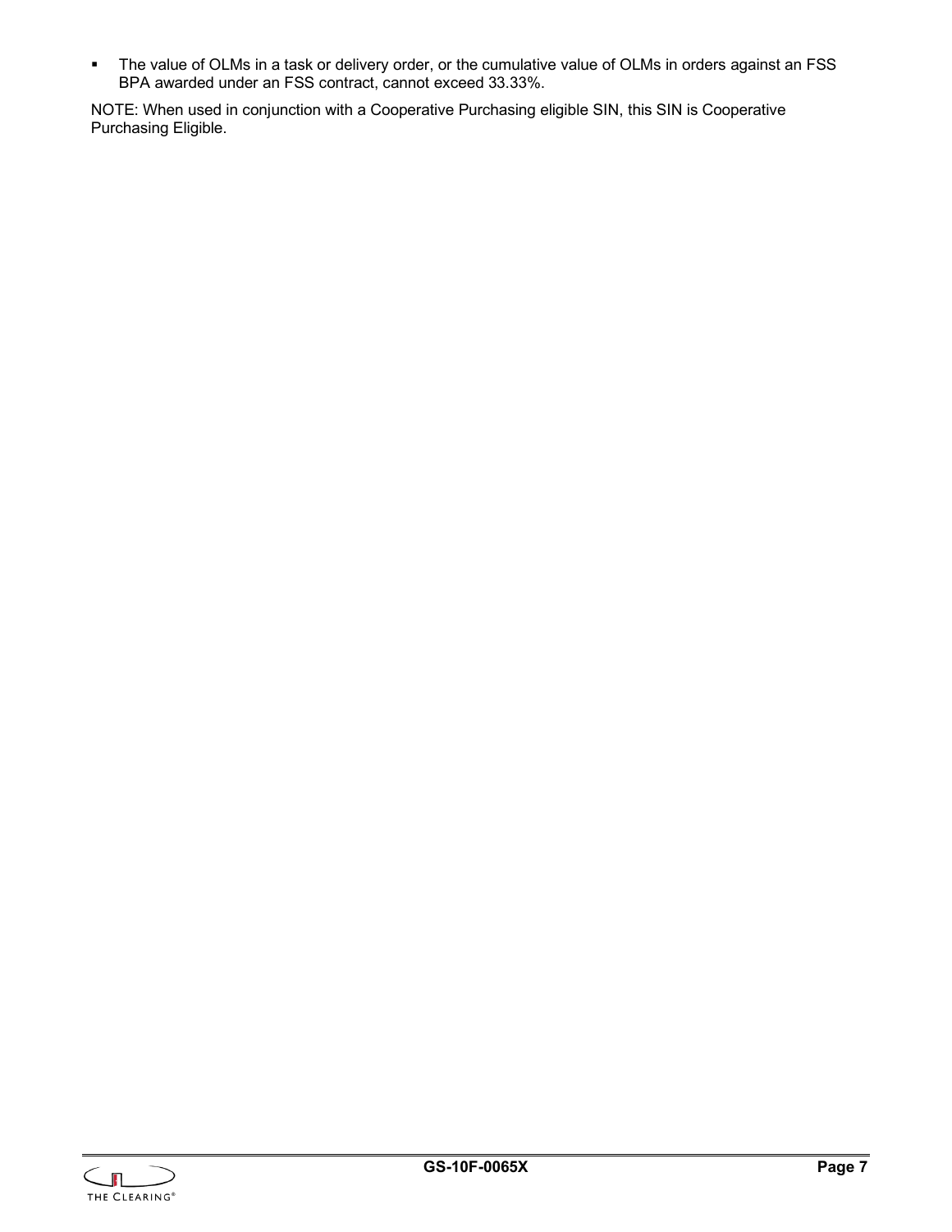- The value of OLMs in a task or delivery order, or the cumulative value of OLMs in orders against an FSS BPA awarded under an FSS contract, cannot exceed 33.33%.

NOTE: When used in conjunction with a Cooperative Purchasing eligible SIN, this SIN is Cooperative Purchasing Eligible.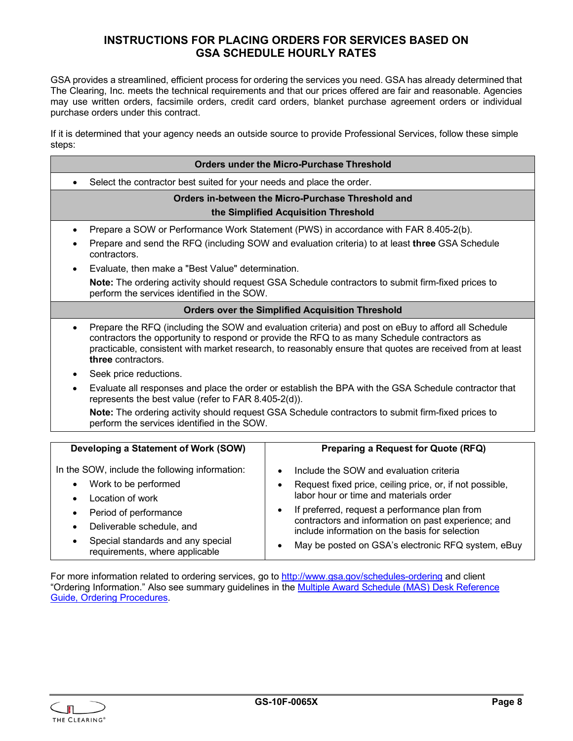# INSTRUCTIONS FOR PLACING ORDERS FOR SERVICES BASED ON GSA SCHEDULE HOURLY RATES

GSA provides a streamlined, efficient process for ordering the services you need. GSA has already determined that The Clearing, Inc. meets the technical requirements and that our prices offered are fair and reasonable. Agencies may use written orders, facsimile orders, credit card orders, blanket purchase agreement orders or individual purchase orders under this contract.

If it is determined that your agency needs an outside source to provide Professional Services, follow these simple steps:

### Orders under the Micro-Purchase Threshold

- Select the contractor best suited for your needs and place the order.

### Orders in-between the Micro-Purchase Threshold and the Simplified Acquisition Threshold

- Prepare a SOW or Performance Work Statement (PWS) in accordance with FAR 8.405-2(b).
- Prepare and send the RFQ (including SOW and evaluation criteria) to at least **three** GSA Schedule contractors.
- Evaluate, then make a "Best Value" determination.

  **Note:** The ordering activity should request GSA Schedule contractors to submit firm-fixed prices to perform the services identified in the SOW.

### Orders over the Simplified Acquisition Threshold

- Prepare the RFQ (including the SOW and evaluation criteria) and post on eBuy to afford all Schedule contractors the opportunity to respond or provide the RFQ to as many Schedule contractors as practicable, consistent with market research, to reasonably ensure that quotes are received from at least **three** contractors.
- Seek price reductions.
- Evaluate all responses and place the order or establish the BPA with the GSA Schedule contractor that represents the best value (refer to FAR 8.405-2(d)).

  **Note:** The ordering activity should request GSA Schedule contractors to submit firm-fixed prices to perform the services identified in the SOW.

| Developing a Statement of Work (SOW) | Preparing a Request for Quote (RFQ) |
|---|---|
| In the SOW, include the following information:<br>• Work to be performed<br>• Location of work<br>• Period of performance<br>• Deliverable schedule, and<br>• Special standards and any special requirements, where applicable | • Include the SOW and evaluation criteria<br>• Request fixed price, ceiling price, or, if not possible, labor hour or time and materials order<br>• If preferred, request a performance plan from contractors and information on past experience; and include information on the basis for selection<br>• May be posted on GSA's electronic RFQ system, eBuy |

For more information related to ordering services, go to http://www.gsa.gov/schedules-ordering and client "Ordering Information." Also see summary guidelines in the Multiple Award Schedule (MAS) Desk Reference Guide, Ordering Procedures.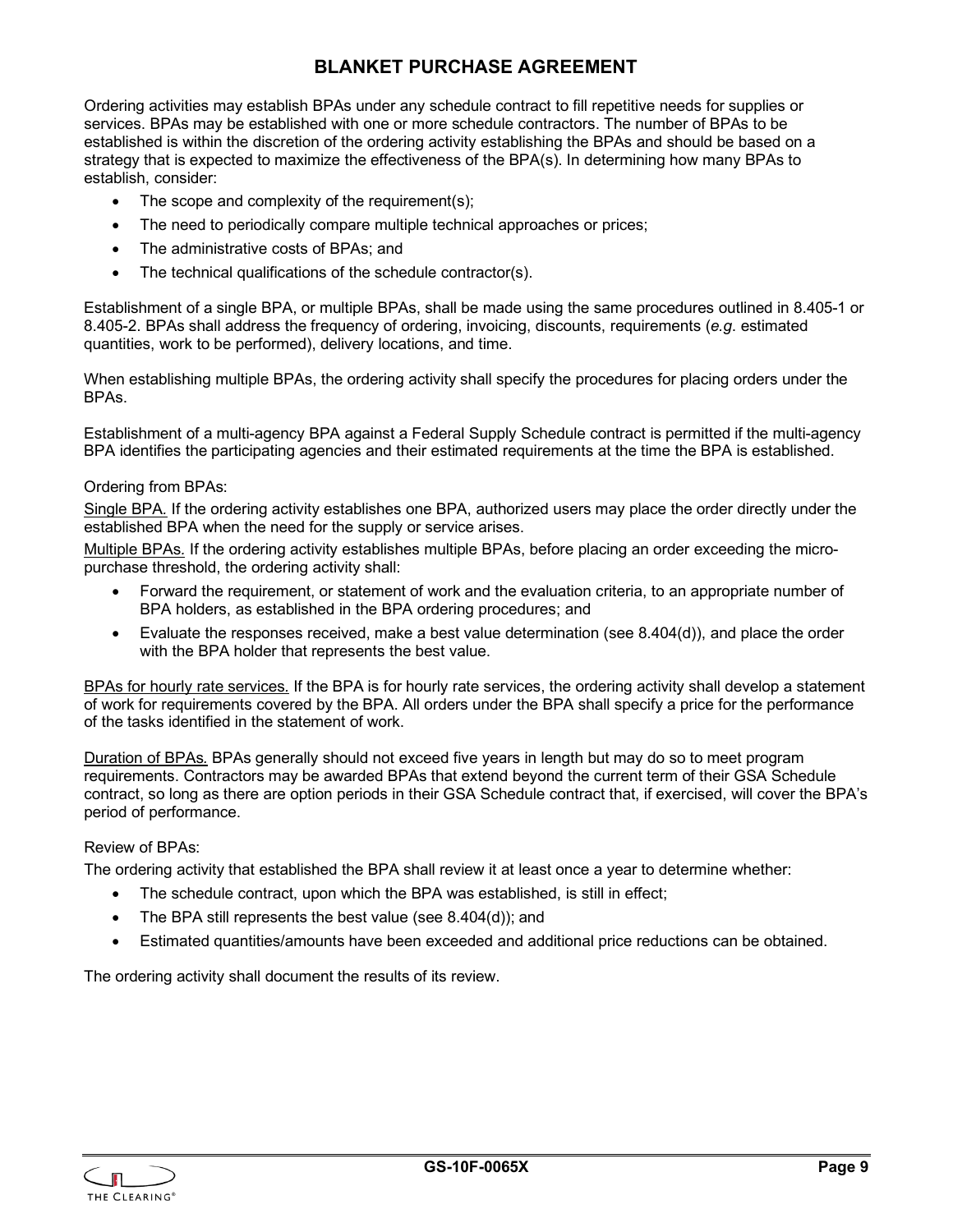# BLANKET PURCHASE AGREEMENT

Ordering activities may establish BPAs under any schedule contract to fill repetitive needs for supplies or services. BPAs may be established with one or more schedule contractors. The number of BPAs to be established is within the discretion of the ordering activity establishing the BPAs and should be based on a strategy that is expected to maximize the effectiveness of the BPA(s). In determining how many BPAs to establish, consider:

- The scope and complexity of the requirement(s);
- The need to periodically compare multiple technical approaches or prices;
- The administrative costs of BPAs; and
- The technical qualifications of the schedule contractor(s).

Establishment of a single BPA, or multiple BPAs, shall be made using the same procedures outlined in 8.405-1 or 8.405-2. BPAs shall address the frequency of ordering, invoicing, discounts, requirements (*e.g.* estimated quantities, work to be performed), delivery locations, and time.

When establishing multiple BPAs, the ordering activity shall specify the procedures for placing orders under the BPAs.

Establishment of a multi-agency BPA against a Federal Supply Schedule contract is permitted if the multi-agency BPA identifies the participating agencies and their estimated requirements at the time the BPA is established.

Ordering from BPAs:

Single BPA. If the ordering activity establishes one BPA, authorized users may place the order directly under the established BPA when the need for the supply or service arises.

Multiple BPAs. If the ordering activity establishes multiple BPAs, before placing an order exceeding the micro-purchase threshold, the ordering activity shall:

- Forward the requirement, or statement of work and the evaluation criteria, to an appropriate number of BPA holders, as established in the BPA ordering procedures; and
- Evaluate the responses received, make a best value determination (see 8.404(d)), and place the order with the BPA holder that represents the best value.

BPAs for hourly rate services. If the BPA is for hourly rate services, the ordering activity shall develop a statement of work for requirements covered by the BPA. All orders under the BPA shall specify a price for the performance of the tasks identified in the statement of work.

Duration of BPAs. BPAs generally should not exceed five years in length but may do so to meet program requirements. Contractors may be awarded BPAs that extend beyond the current term of their GSA Schedule contract, so long as there are option periods in their GSA Schedule contract that, if exercised, will cover the BPA's period of performance.

Review of BPAs:

The ordering activity that established the BPA shall review it at least once a year to determine whether:

- The schedule contract, upon which the BPA was established, is still in effect;
- The BPA still represents the best value (see 8.404(d)); and
- Estimated quantities/amounts have been exceeded and additional price reductions can be obtained.

The ordering activity shall document the results of its review.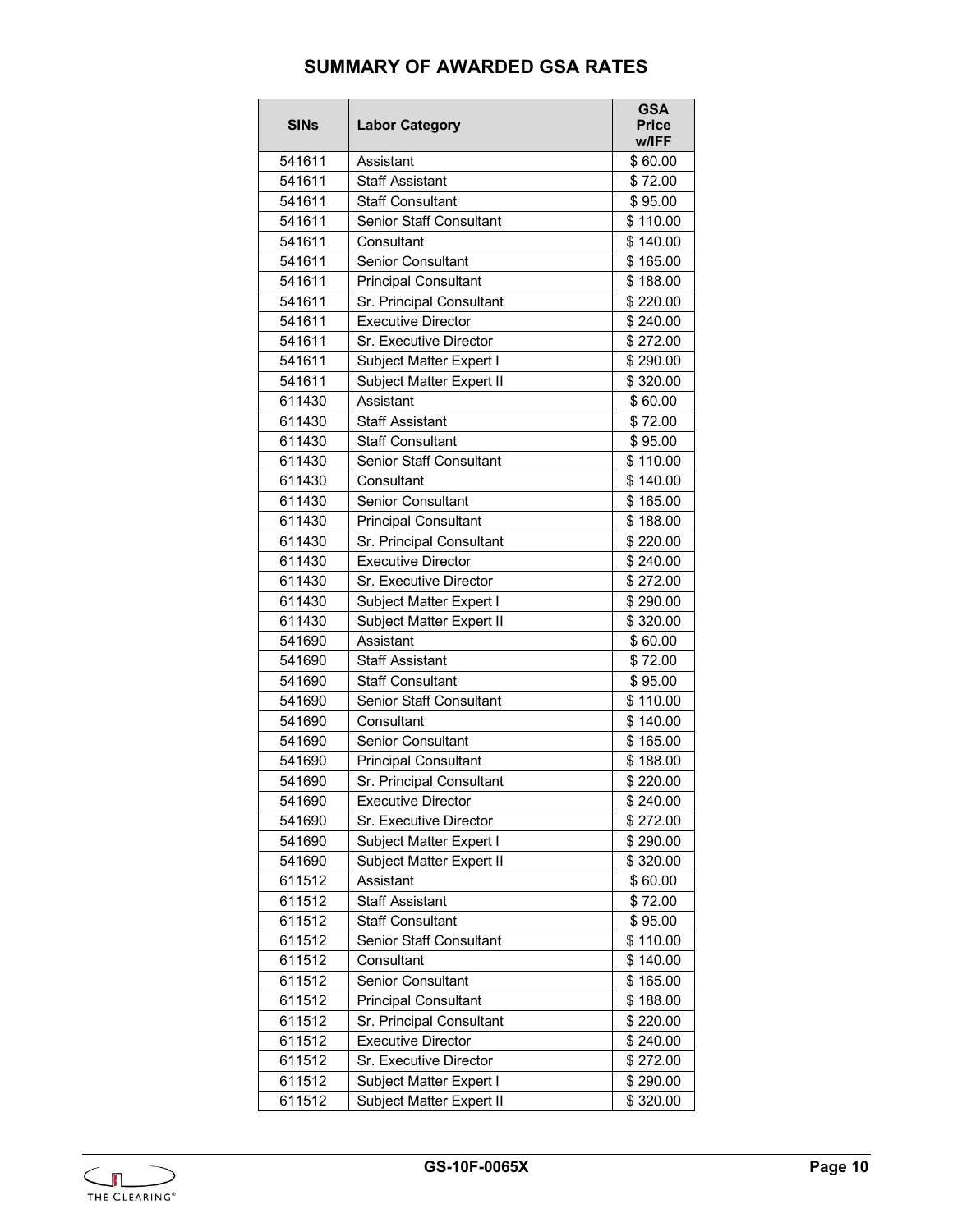## SUMMARY OF AWARDED GSA RATES

| SINs | Labor Category | GSA Price w/IFF |
|---|---|---|
| 541611 | Assistant | $ 60.00 |
| 541611 | Staff Assistant | $ 72.00 |
| 541611 | Staff Consultant | $ 95.00 |
| 541611 | Senior Staff Consultant | $ 110.00 |
| 541611 | Consultant | $ 140.00 |
| 541611 | Senior Consultant | $ 165.00 |
| 541611 | Principal Consultant | $ 188.00 |
| 541611 | Sr. Principal Consultant | $ 220.00 |
| 541611 | Executive Director | $ 240.00 |
| 541611 | Sr. Executive Director | $ 272.00 |
| 541611 | Subject Matter Expert I | $ 290.00 |
| 541611 | Subject Matter Expert II | $ 320.00 |
| 611430 | Assistant | $ 60.00 |
| 611430 | Staff Assistant | $ 72.00 |
| 611430 | Staff Consultant | $ 95.00 |
| 611430 | Senior Staff Consultant | $ 110.00 |
| 611430 | Consultant | $ 140.00 |
| 611430 | Senior Consultant | $ 165.00 |
| 611430 | Principal Consultant | $ 188.00 |
| 611430 | Sr. Principal Consultant | $ 220.00 |
| 611430 | Executive Director | $ 240.00 |
| 611430 | Sr. Executive Director | $ 272.00 |
| 611430 | Subject Matter Expert I | $ 290.00 |
| 611430 | Subject Matter Expert II | $ 320.00 |
| 541690 | Assistant | $ 60.00 |
| 541690 | Staff Assistant | $ 72.00 |
| 541690 | Staff Consultant | $ 95.00 |
| 541690 | Senior Staff Consultant | $ 110.00 |
| 541690 | Consultant | $ 140.00 |
| 541690 | Senior Consultant | $ 165.00 |
| 541690 | Principal Consultant | $ 188.00 |
| 541690 | Sr. Principal Consultant | $ 220.00 |
| 541690 | Executive Director | $ 240.00 |
| 541690 | Sr. Executive Director | $ 272.00 |
| 541690 | Subject Matter Expert I | $ 290.00 |
| 541690 | Subject Matter Expert II | $ 320.00 |
| 611512 | Assistant | $ 60.00 |
| 611512 | Staff Assistant | $ 72.00 |
| 611512 | Staff Consultant | $ 95.00 |
| 611512 | Senior Staff Consultant | $ 110.00 |
| 611512 | Consultant | $ 140.00 |
| 611512 | Senior Consultant | $ 165.00 |
| 611512 | Principal Consultant | $ 188.00 |
| 611512 | Sr. Principal Consultant | $ 220.00 |
| 611512 | Executive Director | $ 240.00 |
| 611512 | Sr. Executive Director | $ 272.00 |
| 611512 | Subject Matter Expert I | $ 290.00 |
| 611512 | Subject Matter Expert II | $ 320.00 |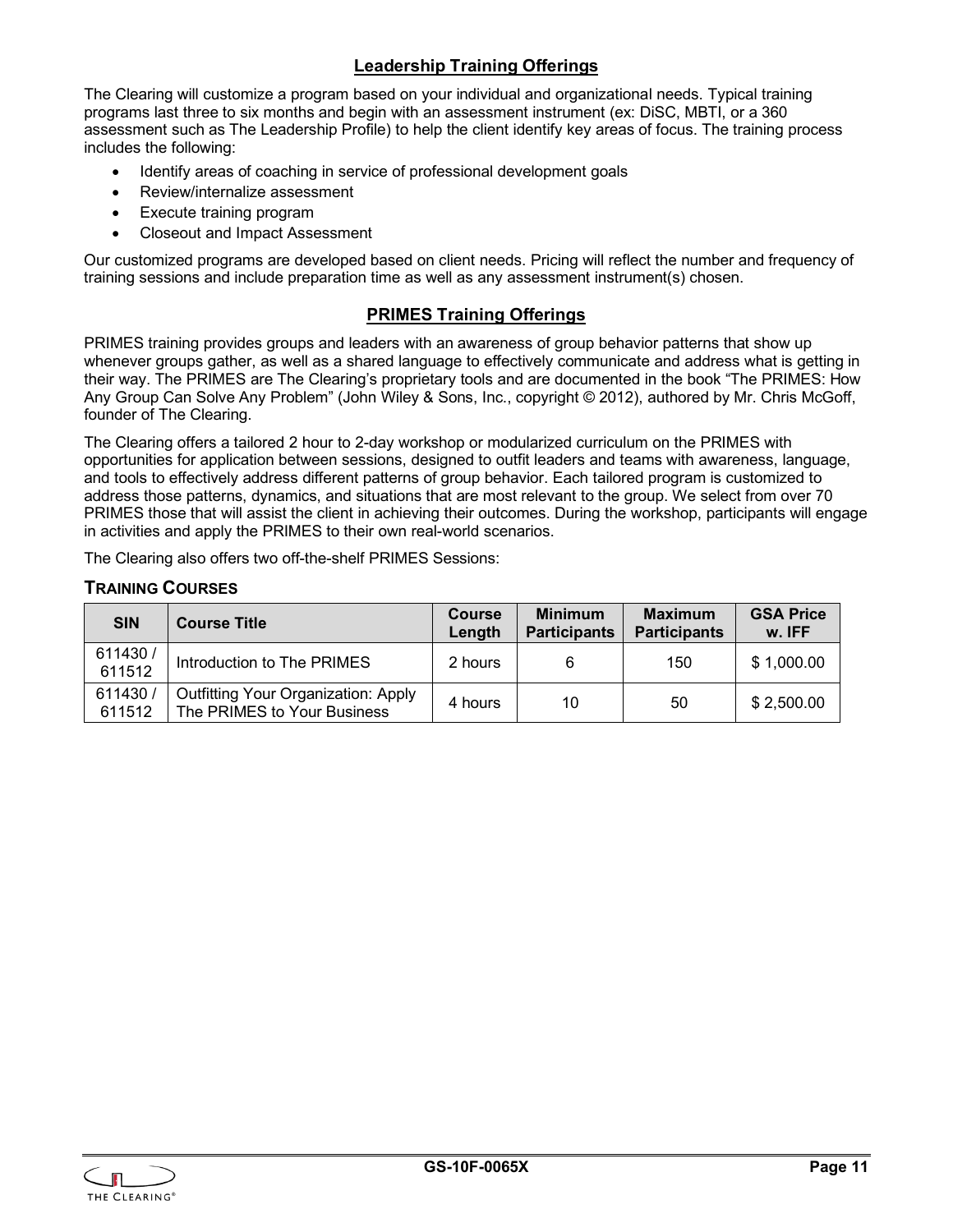## Leadership Training Offerings

The Clearing will customize a program based on your individual and organizational needs. Typical training programs last three to six months and begin with an assessment instrument (ex: DiSC, MBTI, or a 360 assessment such as The Leadership Profile) to help the client identify key areas of focus. The training process includes the following:

- Identify areas of coaching in service of professional development goals
- Review/internalize assessment
- Execute training program
- Closeout and Impact Assessment

Our customized programs are developed based on client needs. Pricing will reflect the number and frequency of training sessions and include preparation time as well as any assessment instrument(s) chosen.

## PRIMES Training Offerings

PRIMES training provides groups and leaders with an awareness of group behavior patterns that show up whenever groups gather, as well as a shared language to effectively communicate and address what is getting in their way. The PRIMES are The Clearing's proprietary tools and are documented in the book "The PRIMES: How Any Group Can Solve Any Problem" (John Wiley & Sons, Inc., copyright © 2012), authored by Mr. Chris McGoff, founder of The Clearing.

The Clearing offers a tailored 2 hour to 2-day workshop or modularized curriculum on the PRIMES with opportunities for application between sessions, designed to outfit leaders and teams with awareness, language, and tools to effectively address different patterns of group behavior. Each tailored program is customized to address those patterns, dynamics, and situations that are most relevant to the group. We select from over 70 PRIMES those that will assist the client in achieving their outcomes. During the workshop, participants will engage in activities and apply the PRIMES to their own real-world scenarios.

The Clearing also offers two off-the-shelf PRIMES Sessions:

### Training Courses

| SIN | Course Title | Course Length | Minimum Participants | Maximum Participants | GSA Price w. IFF |
|---|---|---|---|---|---|
| 611430 / 611512 | Introduction to The PRIMES | 2 hours | 6 | 150 | $ 1,000.00 |
| 611430 / 611512 | Outfitting Your Organization: Apply The PRIMES to Your Business | 4 hours | 10 | 50 | $ 2,500.00 |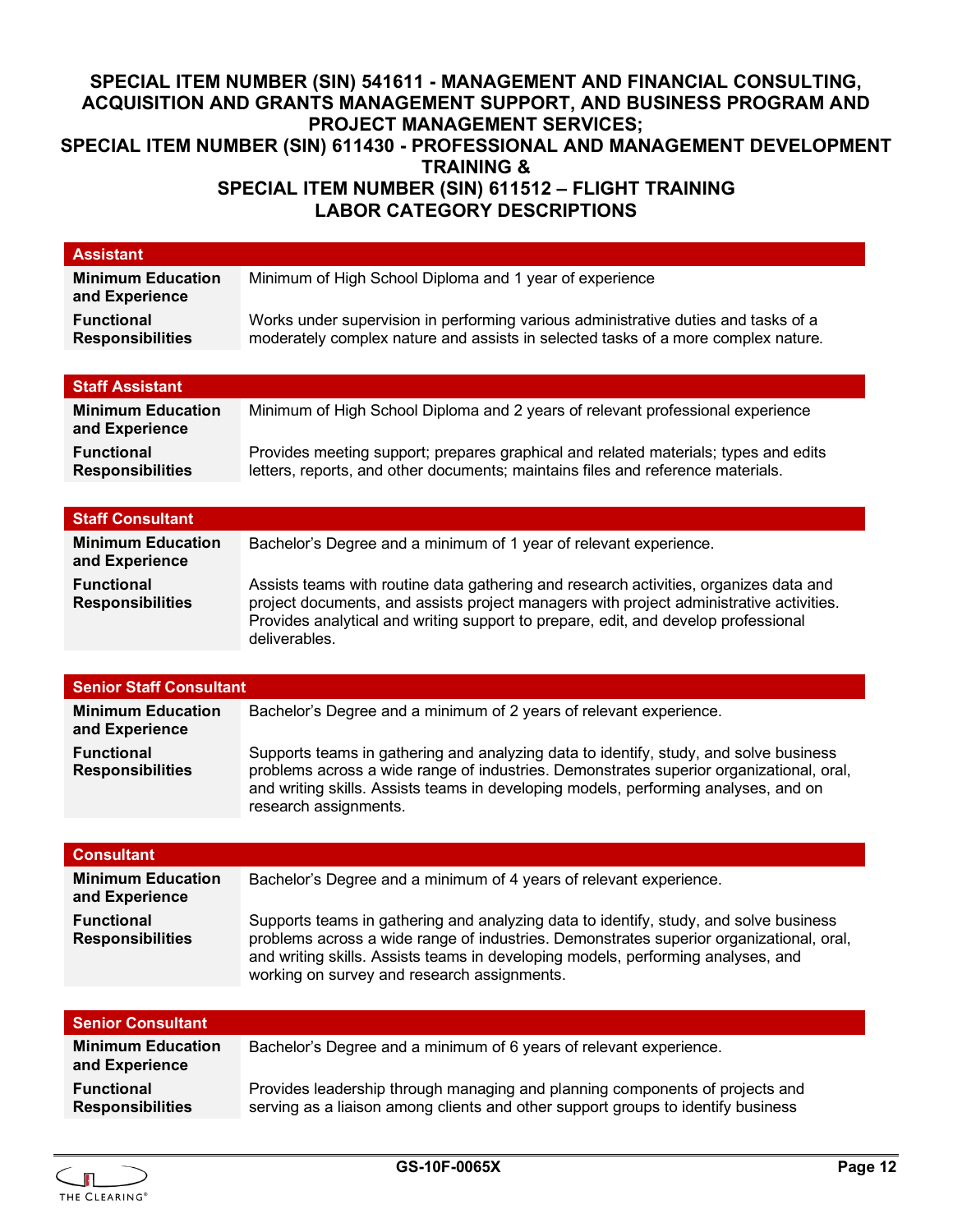# SPECIAL ITEM NUMBER (SIN) 541611 - MANAGEMENT AND FINANCIAL CONSULTING, ACQUISITION AND GRANTS MANAGEMENT SUPPORT, AND BUSINESS PROGRAM AND PROJECT MANAGEMENT SERVICES; SPECIAL ITEM NUMBER (SIN) 611430 - PROFESSIONAL AND MANAGEMENT DEVELOPMENT TRAINING & SPECIAL ITEM NUMBER (SIN) 611512 – FLIGHT TRAINING LABOR CATEGORY DESCRIPTIONS

| **Assistant** | |
|---|---|
| **Minimum Education and Experience** | Minimum of High School Diploma and 1 year of experience |
| **Functional Responsibilities** | Works under supervision in performing various administrative duties and tasks of a moderately complex nature and assists in selected tasks of a more complex nature. |

| **Staff Assistant** | |
|---|---|
| **Minimum Education and Experience** | Minimum of High School Diploma and 2 years of relevant professional experience |
| **Functional Responsibilities** | Provides meeting support; prepares graphical and related materials; types and edits letters, reports, and other documents; maintains files and reference materials. |

| **Staff Consultant** | |
|---|---|
| **Minimum Education and Experience** | Bachelor's Degree and a minimum of 1 year of relevant experience. |
| **Functional Responsibilities** | Assists teams with routine data gathering and research activities, organizes data and project documents, and assists project managers with project administrative activities. Provides analytical and writing support to prepare, edit, and develop professional deliverables. |

| **Senior Staff Consultant** | |
|---|---|
| **Minimum Education and Experience** | Bachelor's Degree and a minimum of 2 years of relevant experience. |
| **Functional Responsibilities** | Supports teams in gathering and analyzing data to identify, study, and solve business problems across a wide range of industries. Demonstrates superior organizational, oral, and writing skills. Assists teams in developing models, performing analyses, and on research assignments. |

| **Consultant** | |
|---|---|
| **Minimum Education and Experience** | Bachelor's Degree and a minimum of 4 years of relevant experience. |
| **Functional Responsibilities** | Supports teams in gathering and analyzing data to identify, study, and solve business problems across a wide range of industries. Demonstrates superior organizational, oral, and writing skills. Assists teams in developing models, performing analyses, and working on survey and research assignments. |

| **Senior Consultant** | |
|---|---|
| **Minimum Education and Experience** | Bachelor's Degree and a minimum of 6 years of relevant experience. |
| **Functional Responsibilities** | Provides leadership through managing and planning components of projects and serving as a liaison among clients and other support groups to identify business |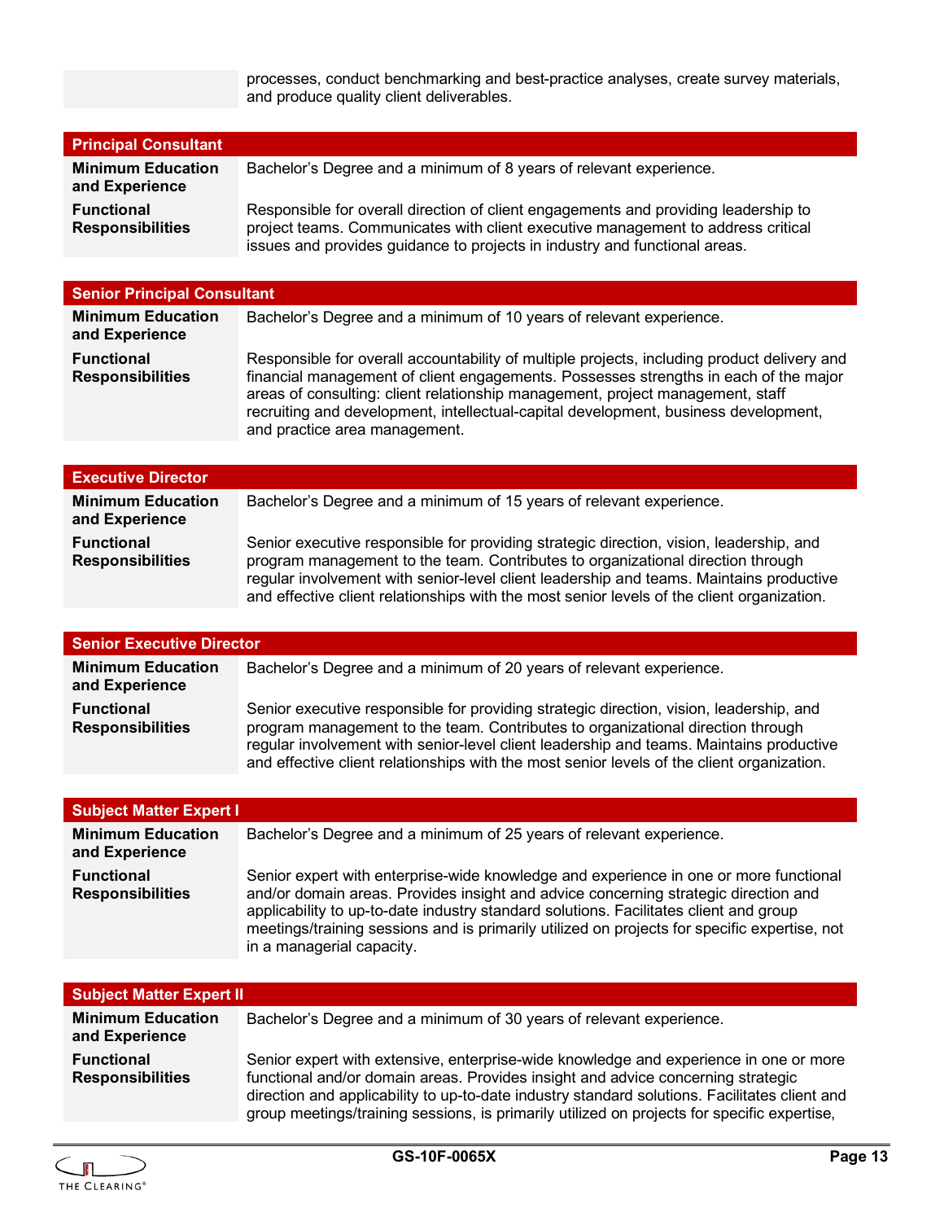| | |
|---|---|
| | processes, conduct benchmarking and best-practice analyses, create survey materials, and produce quality client deliverables. |

| Principal Consultant | |
|---|---|
| **Minimum Education and Experience** | Bachelor's Degree and a minimum of 8 years of relevant experience. |
| **Functional Responsibilities** | Responsible for overall direction of client engagements and providing leadership to project teams. Communicates with client executive management to address critical issues and provides guidance to projects in industry and functional areas. |

| Senior Principal Consultant | |
|---|---|
| **Minimum Education and Experience** | Bachelor's Degree and a minimum of 10 years of relevant experience. |
| **Functional Responsibilities** | Responsible for overall accountability of multiple projects, including product delivery and financial management of client engagements. Possesses strengths in each of the major areas of consulting: client relationship management, project management, staff recruiting and development, intellectual-capital development, business development, and practice area management. |

| Executive Director | |
|---|---|
| **Minimum Education and Experience** | Bachelor's Degree and a minimum of 15 years of relevant experience. |
| **Functional Responsibilities** | Senior executive responsible for providing strategic direction, vision, leadership, and program management to the team. Contributes to organizational direction through regular involvement with senior-level client leadership and teams. Maintains productive and effective client relationships with the most senior levels of the client organization. |

| Senior Executive Director | |
|---|---|
| **Minimum Education and Experience** | Bachelor's Degree and a minimum of 20 years of relevant experience. |
| **Functional Responsibilities** | Senior executive responsible for providing strategic direction, vision, leadership, and program management to the team. Contributes to organizational direction through regular involvement with senior-level client leadership and teams. Maintains productive and effective client relationships with the most senior levels of the client organization. |

| Subject Matter Expert I | |
|---|---|
| **Minimum Education and Experience** | Bachelor's Degree and a minimum of 25 years of relevant experience. |
| **Functional Responsibilities** | Senior expert with enterprise-wide knowledge and experience in one or more functional and/or domain areas. Provides insight and advice concerning strategic direction and applicability to up-to-date industry standard solutions. Facilitates client and group meetings/training sessions and is primarily utilized on projects for specific expertise, not in a managerial capacity. |

| Subject Matter Expert II | |
|---|---|
| **Minimum Education and Experience** | Bachelor's Degree and a minimum of 30 years of relevant experience. |
| **Functional Responsibilities** | Senior expert with extensive, enterprise-wide knowledge and experience in one or more functional and/or domain areas. Provides insight and advice concerning strategic direction and applicability to up-to-date industry standard solutions. Facilitates client and group meetings/training sessions, is primarily utilized on projects for specific expertise, |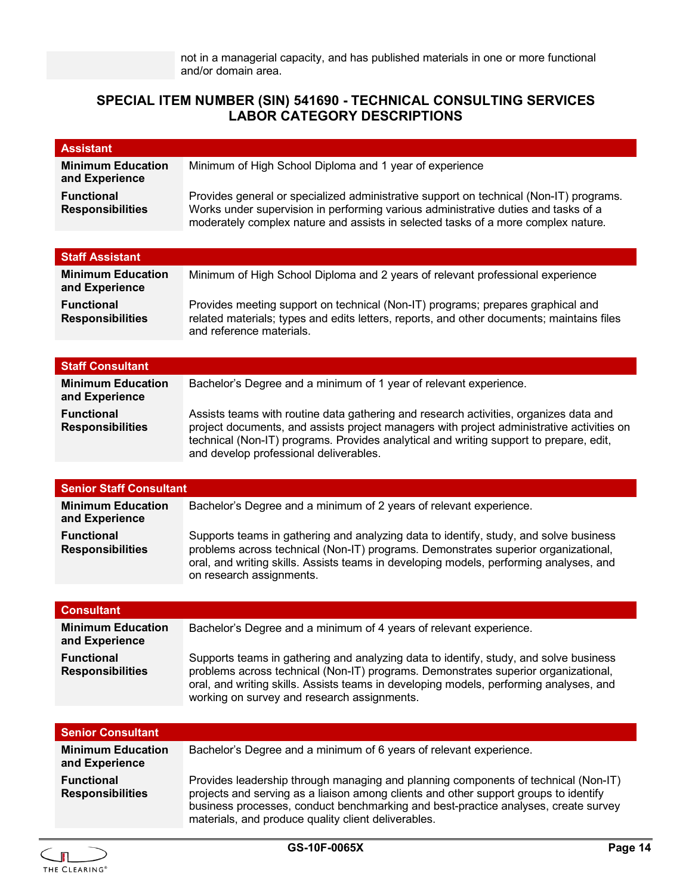not in a managerial capacity, and has published materials in one or more functional and/or domain area.

## SPECIAL ITEM NUMBER (SIN) 541690 - TECHNICAL CONSULTING SERVICES LABOR CATEGORY DESCRIPTIONS

| Assistant | |
|---|---|
| **Minimum Education and Experience** | Minimum of High School Diploma and 1 year of experience |
| **Functional Responsibilities** | Provides general or specialized administrative support on technical (Non-IT) programs. Works under supervision in performing various administrative duties and tasks of a moderately complex nature and assists in selected tasks of a more complex nature. |

| Staff Assistant | |
|---|---|
| **Minimum Education and Experience** | Minimum of High School Diploma and 2 years of relevant professional experience |
| **Functional Responsibilities** | Provides meeting support on technical (Non-IT) programs; prepares graphical and related materials; types and edits letters, reports, and other documents; maintains files and reference materials. |

| Staff Consultant | |
|---|---|
| **Minimum Education and Experience** | Bachelor's Degree and a minimum of 1 year of relevant experience. |
| **Functional Responsibilities** | Assists teams with routine data gathering and research activities, organizes data and project documents, and assists project managers with project administrative activities on technical (Non-IT) programs. Provides analytical and writing support to prepare, edit, and develop professional deliverables. |

| Senior Staff Consultant | |
|---|---|
| **Minimum Education and Experience** | Bachelor's Degree and a minimum of 2 years of relevant experience. |
| **Functional Responsibilities** | Supports teams in gathering and analyzing data to identify, study, and solve business problems across technical (Non-IT) programs. Demonstrates superior organizational, oral, and writing skills. Assists teams in developing models, performing analyses, and on research assignments. |

| Consultant | |
|---|---|
| **Minimum Education and Experience** | Bachelor's Degree and a minimum of 4 years of relevant experience. |
| **Functional Responsibilities** | Supports teams in gathering and analyzing data to identify, study, and solve business problems across technical (Non-IT) programs. Demonstrates superior organizational, oral, and writing skills. Assists teams in developing models, performing analyses, and working on survey and research assignments. |

| Senior Consultant | |
|---|---|
| **Minimum Education and Experience** | Bachelor's Degree and a minimum of 6 years of relevant experience. |
| **Functional Responsibilities** | Provides leadership through managing and planning components of technical (Non-IT) projects and serving as a liaison among clients and other support groups to identify business processes, conduct benchmarking and best-practice analyses, create survey materials, and produce quality client deliverables. |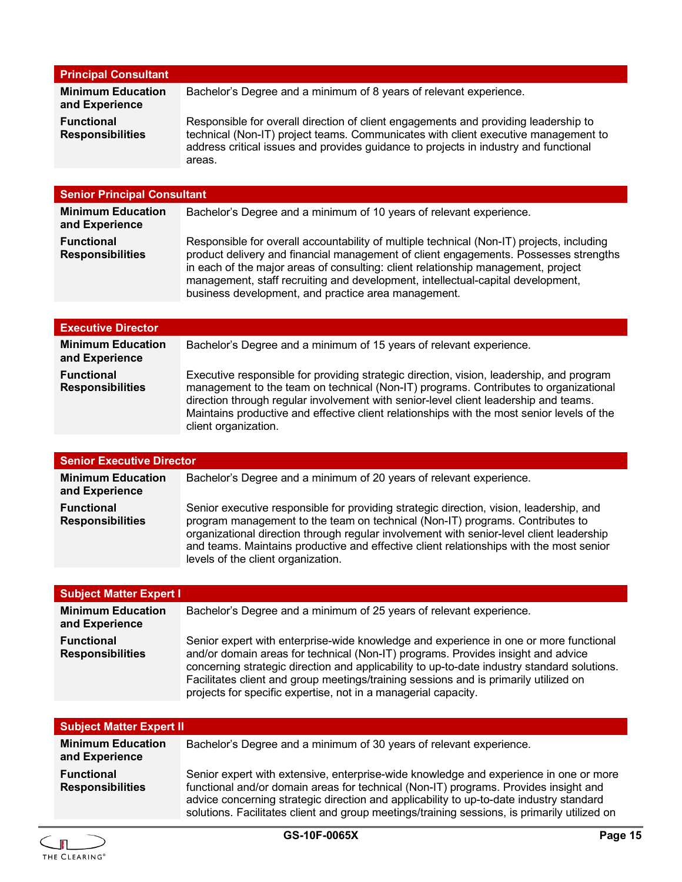| Principal Consultant | |
|---|---|
| **Minimum Education and Experience** | Bachelor’s Degree and a minimum of 8 years of relevant experience. |
| **Functional Responsibilities** | Responsible for overall direction of client engagements and providing leadership to technical (Non-IT) project teams. Communicates with client executive management to address critical issues and provides guidance to projects in industry and functional areas. |

| Senior Principal Consultant | |
|---|---|
| **Minimum Education and Experience** | Bachelor’s Degree and a minimum of 10 years of relevant experience. |
| **Functional Responsibilities** | Responsible for overall accountability of multiple technical (Non-IT) projects, including product delivery and financial management of client engagements. Possesses strengths in each of the major areas of consulting: client relationship management, project management, staff recruiting and development, intellectual-capital development, business development, and practice area management. |

| Executive Director | |
|---|---|
| **Minimum Education and Experience** | Bachelor’s Degree and a minimum of 15 years of relevant experience. |
| **Functional Responsibilities** | Executive responsible for providing strategic direction, vision, leadership, and program management to the team on technical (Non-IT) programs. Contributes to organizational direction through regular involvement with senior-level client leadership and teams. Maintains productive and effective client relationships with the most senior levels of the client organization. |

| Senior Executive Director | |
|---|---|
| **Minimum Education and Experience** | Bachelor’s Degree and a minimum of 20 years of relevant experience. |
| **Functional Responsibilities** | Senior executive responsible for providing strategic direction, vision, leadership, and program management to the team on technical (Non-IT) programs. Contributes to organizational direction through regular involvement with senior-level client leadership and teams. Maintains productive and effective client relationships with the most senior levels of the client organization. |

| Subject Matter Expert I | |
|---|---|
| **Minimum Education and Experience** | Bachelor’s Degree and a minimum of 25 years of relevant experience. |
| **Functional Responsibilities** | Senior expert with enterprise-wide knowledge and experience in one or more functional and/or domain areas for technical (Non-IT) programs. Provides insight and advice concerning strategic direction and applicability to up-to-date industry standard solutions. Facilitates client and group meetings/training sessions and is primarily utilized on projects for specific expertise, not in a managerial capacity. |

| Subject Matter Expert II | |
|---|---|
| **Minimum Education and Experience** | Bachelor’s Degree and a minimum of 30 years of relevant experience. |
| **Functional Responsibilities** | Senior expert with extensive, enterprise-wide knowledge and experience in one or more functional and/or domain areas for technical (Non-IT) programs. Provides insight and advice concerning strategic direction and applicability to up-to-date industry standard solutions. Facilitates client and group meetings/training sessions, is primarily utilized on |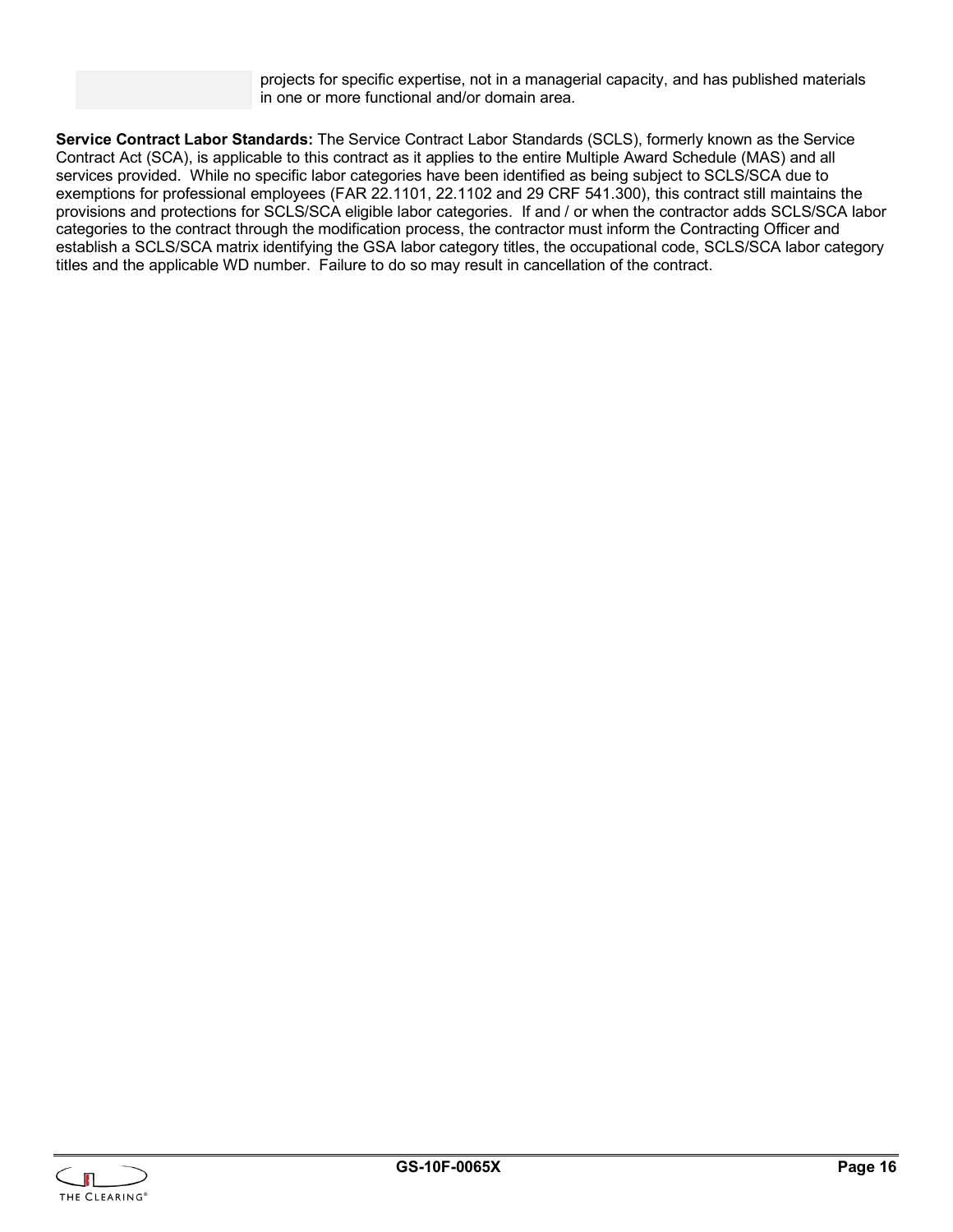| | |
|---|---|
| | projects for specific expertise, not in a managerial capacity, and has published materials in one or more functional and/or domain area. |

**Service Contract Labor Standards:** The Service Contract Labor Standards (SCLS), formerly known as the Service Contract Act (SCA), is applicable to this contract as it applies to the entire Multiple Award Schedule (MAS) and all services provided. While no specific labor categories have been identified as being subject to SCLS/SCA due to exemptions for professional employees (FAR 22.1101, 22.1102 and 29 CRF 541.300), this contract still maintains the provisions and protections for SCLS/SCA eligible labor categories. If and / or when the contractor adds SCLS/SCA labor categories to the contract through the modification process, the contractor must inform the Contracting Officer and establish a SCLS/SCA matrix identifying the GSA labor category titles, the occupational code, SCLS/SCA labor category titles and the applicable WD number. Failure to do so may result in cancellation of the contract.